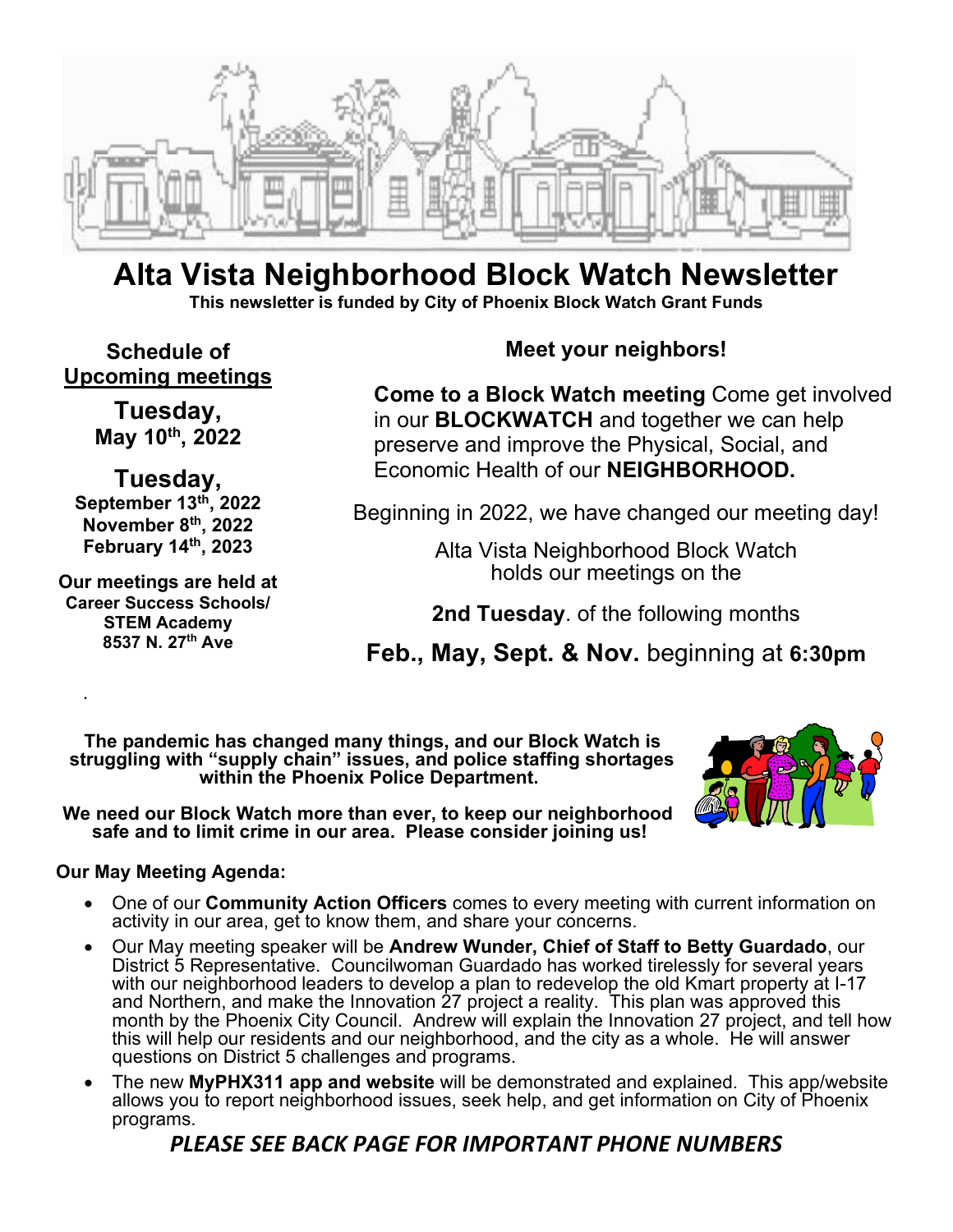# Alta Vista Neighborhood Block Watch Newsletter

**This newsletter is funded by City of Phoenix Block Watch Grant Funds**

**Schedule of**
**Upcoming meetings**

**Tuesday,**
**May 10th, 2022**

**Tuesday,**
**September 13th, 2022**
**November 8th, 2022**
**February 14th, 2023**

**Our meetings are held at**
**Career Success Schools/ STEM Academy**
**8537 N. 27th Ave**

## Meet your neighbors!

**Come to a Block Watch meeting** Come get involved in our **BLOCKWATCH** and together we can help preserve and improve the Physical, Social, and Economic Health of our **NEIGHBORHOOD.**

Beginning in 2022, we have changed our meeting day!

Alta Vista Neighborhood Block Watch holds our meetings on the

**2nd Tuesday**. of the following months

**Feb., May, Sept. & Nov.** beginning at **6:30pm**

**The pandemic has changed many things, and our Block Watch is struggling with "supply chain" issues, and police staffing shortages within the Phoenix Police Department.**

**We need our Block Watch more than ever, to keep our neighborhood safe and to limit crime in our area. Please consider joining us!**

**Our May Meeting Agenda:**

- One of our **Community Action Officers** comes to every meeting with current information on activity in our area, get to know them, and share your concerns.
- Our May meeting speaker will be **Andrew Wunder, Chief of Staff to Betty Guardado**, our District 5 Representative. Councilwoman Guardado has worked tirelessly for several years with our neighborhood leaders to develop a plan to redevelop the old Kmart property at I-17 and Northern, and make the Innovation 27 project a reality. This plan was approved this month by the Phoenix City Council. Andrew will explain the Innovation 27 project, and tell how this will help our residents and our neighborhood, and the city as a whole. He will answer questions on District 5 challenges and programs.
- The new **MyPHX311 app and website** will be demonstrated and explained. This app/website allows you to report neighborhood issues, seek help, and get information on City of Phoenix programs.

***PLEASE SEE BACK PAGE FOR IMPORTANT PHONE NUMBERS***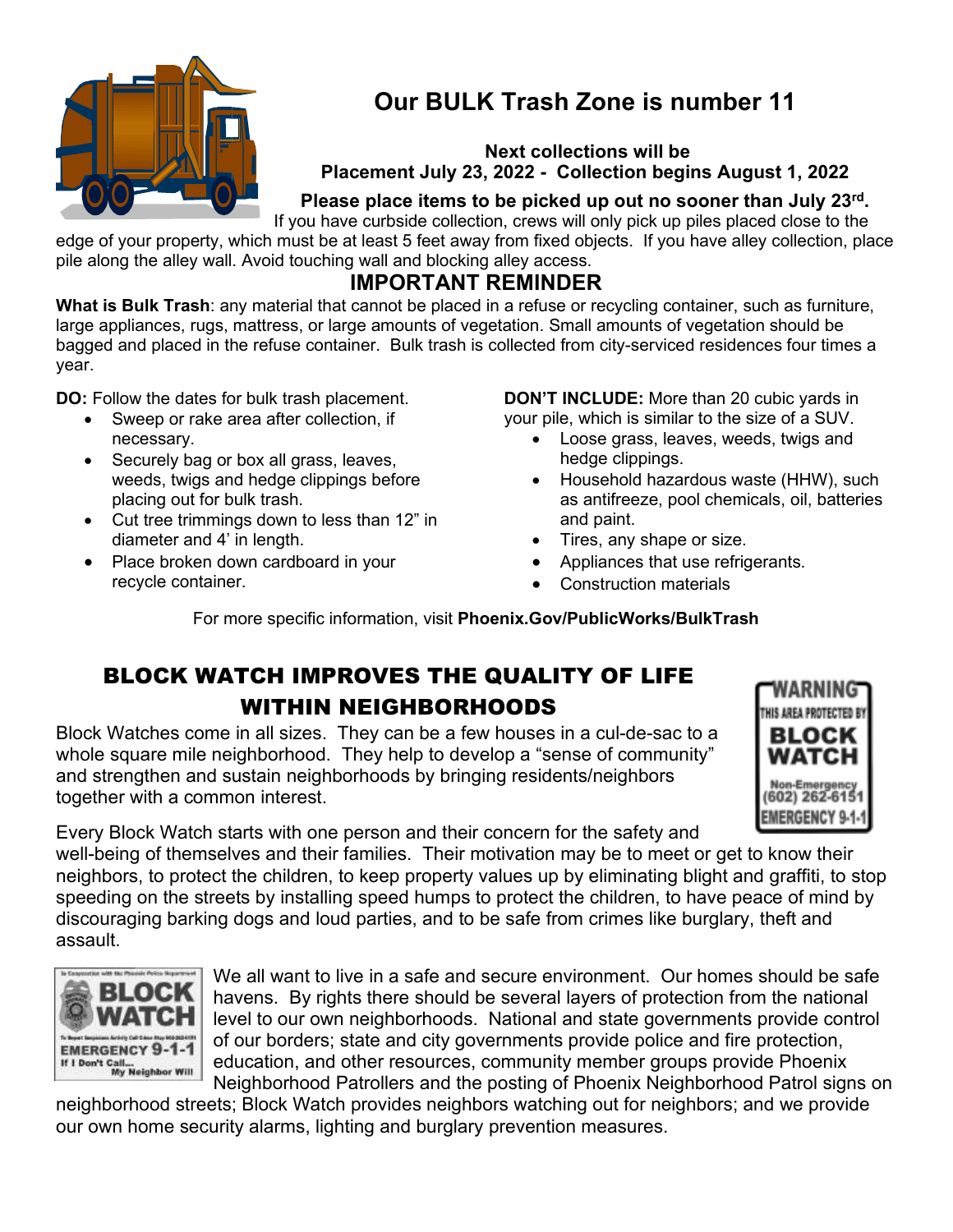# Our BULK Trash Zone is number 11

**Next collections will be**
**Placement July 23, 2022 - Collection begins August 1, 2022**

**Please place items to be picked up out no sooner than July 23rd.**

If you have curbside collection, crews will only pick up piles placed close to the edge of your property, which must be at least 5 feet away from fixed objects. If you have alley collection, place pile along the alley wall. Avoid touching wall and blocking alley access.

## IMPORTANT REMINDER

**What is Bulk Trash**: any material that cannot be placed in a refuse or recycling container, such as furniture, large appliances, rugs, mattress, or large amounts of vegetation. Small amounts of vegetation should be bagged and placed in the refuse container. Bulk trash is collected from city-serviced residences four times a year.

**DO:** Follow the dates for bulk trash placement.

- Sweep or rake area after collection, if necessary.
- Securely bag or box all grass, leaves, weeds, twigs and hedge clippings before placing out for bulk trash.
- Cut tree trimmings down to less than 12" in diameter and 4' in length.
- Place broken down cardboard in your recycle container.

**DON'T INCLUDE:** More than 20 cubic yards in your pile, which is similar to the size of a SUV.

- Loose grass, leaves, weeds, twigs and hedge clippings.
- Household hazardous waste (HHW), such as antifreeze, pool chemicals, oil, batteries and paint.
- Tires, any shape or size.
- Appliances that use refrigerants.
- Construction materials

For more specific information, visit **Phoenix.Gov/PublicWorks/BulkTrash**

## BLOCK WATCH IMPROVES THE QUALITY OF LIFE WITHIN NEIGHBORHOODS

Block Watches come in all sizes. They can be a few houses in a cul-de-sac to a whole square mile neighborhood. They help to develop a "sense of community" and strengthen and sustain neighborhoods by bringing residents/neighbors together with a common interest.

Every Block Watch starts with one person and their concern for the safety and well-being of themselves and their families. Their motivation may be to meet or get to know their neighbors, to protect the children, to keep property values up by eliminating blight and graffiti, to stop speeding on the streets by installing speed humps to protect the children, to have peace of mind by discouraging barking dogs and loud parties, and to be safe from crimes like burglary, theft and assault.

We all want to live in a safe and secure environment. Our homes should be safe havens. By rights there should be several layers of protection from the national level to our own neighborhoods. National and state governments provide control of our borders; state and city governments provide police and fire protection, education, and other resources, community member groups provide Phoenix Neighborhood Patrollers and the posting of Phoenix Neighborhood Patrol signs on neighborhood streets; Block Watch provides neighbors watching out for neighbors; and we provide our own home security alarms, lighting and burglary prevention measures.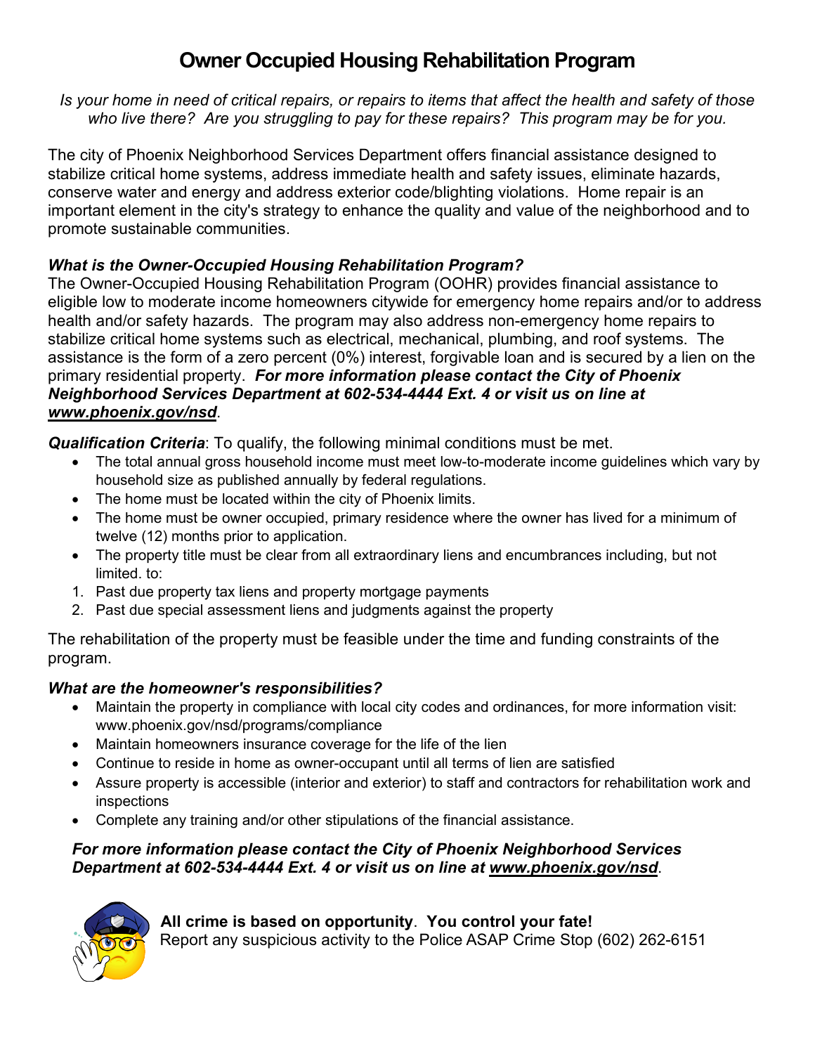# Owner Occupied Housing Rehabilitation Program

*Is your home in need of critical repairs, or repairs to items that affect the health and safety of those who live there? Are you struggling to pay for these repairs? This program may be for you.*

The city of Phoenix Neighborhood Services Department offers financial assistance designed to stabilize critical home systems, address immediate health and safety issues, eliminate hazards, conserve water and energy and address exterior code/blighting violations. Home repair is an important element in the city's strategy to enhance the quality and value of the neighborhood and to promote sustainable communities.

***What is the Owner-Occupied Housing Rehabilitation Program?***

The Owner-Occupied Housing Rehabilitation Program (OOHR) provides financial assistance to eligible low to moderate income homeowners citywide for emergency home repairs and/or to address health and/or safety hazards. The program may also address non-emergency home repairs to stabilize critical home systems such as electrical, mechanical, plumbing, and roof systems. The assistance is the form of a zero percent (0%) interest, forgivable loan and is secured by a lien on the primary residential property. ***For more information please contact the City of Phoenix Neighborhood Services Department at 602-534-4444 Ext. 4 or visit us on line at www.phoenix.gov/nsd***.

***Qualification Criteria***: To qualify, the following minimal conditions must be met.

- The total annual gross household income must meet low-to-moderate income guidelines which vary by household size as published annually by federal regulations.
- The home must be located within the city of Phoenix limits.
- The home must be owner occupied, primary residence where the owner has lived for a minimum of twelve (12) months prior to application.
- The property title must be clear from all extraordinary liens and encumbrances including, but not limited. to:

1. Past due property tax liens and property mortgage payments
2. Past due special assessment liens and judgments against the property

The rehabilitation of the property must be feasible under the time and funding constraints of the program.

***What are the homeowner's responsibilities?***

- Maintain the property in compliance with local city codes and ordinances, for more information visit: www.phoenix.gov/nsd/programs/compliance
- Maintain homeowners insurance coverage for the life of the lien
- Continue to reside in home as owner-occupant until all terms of lien are satisfied
- Assure property is accessible (interior and exterior) to staff and contractors for rehabilitation work and inspections
- Complete any training and/or other stipulations of the financial assistance.

***For more information please contact the City of Phoenix Neighborhood Services Department at 602-534-4444 Ext. 4 or visit us on line at www.phoenix.gov/nsd***.

**All crime is based on opportunity**. **You control your fate!**
Report any suspicious activity to the Police ASAP Crime Stop (602) 262-6151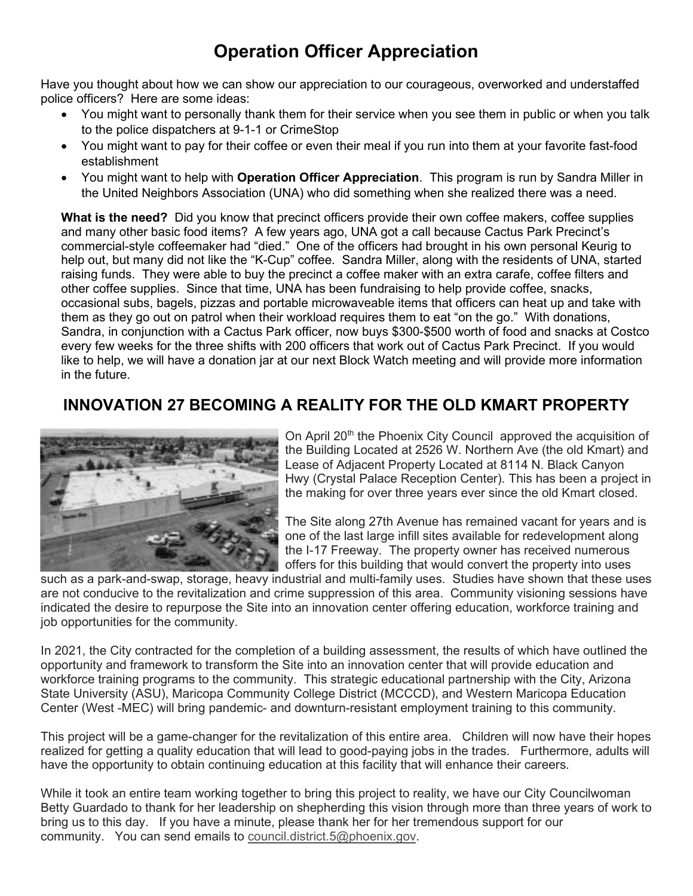# Operation Officer Appreciation

Have you thought about how we can show our appreciation to our courageous, overworked and understaffed police officers? Here are some ideas:

- You might want to personally thank them for their service when you see them in public or when you talk to the police dispatchers at 9-1-1 or CrimeStop
- You might want to pay for their coffee or even their meal if you run into them at your favorite fast-food establishment
- You might want to help with **Operation Officer Appreciation**. This program is run by Sandra Miller in the United Neighbors Association (UNA) who did something when she realized there was a need.

**What is the need?** Did you know that precinct officers provide their own coffee makers, coffee supplies and many other basic food items? A few years ago, UNA got a call because Cactus Park Precinct's commercial-style coffeemaker had "died." One of the officers had brought in his own personal Keurig to help out, but many did not like the "K-Cup" coffee. Sandra Miller, along with the residents of UNA, started raising funds. They were able to buy the precinct a coffee maker with an extra carafe, coffee filters and other coffee supplies. Since that time, UNA has been fundraising to help provide coffee, snacks, occasional subs, bagels, pizzas and portable microwaveable items that officers can heat up and take with them as they go out on patrol when their workload requires them to eat "on the go." With donations, Sandra, in conjunction with a Cactus Park officer, now buys $300-$500 worth of food and snacks at Costco every few weeks for the three shifts with 200 officers that work out of Cactus Park Precinct. If you would like to help, we will have a donation jar at our next Block Watch meeting and will provide more information in the future.

## INNOVATION 27 BECOMING A REALITY FOR THE OLD KMART PROPERTY

On April 20th the Phoenix City Council approved the acquisition of the Building Located at 2526 W. Northern Ave (the old Kmart) and Lease of Adjacent Property Located at 8114 N. Black Canyon Hwy (Crystal Palace Reception Center). This has been a project in the making for over three years ever since the old Kmart closed.

The Site along 27th Avenue has remained vacant for years and is one of the last large infill sites available for redevelopment along the I-17 Freeway. The property owner has received numerous offers for this building that would convert the property into uses such as a park-and-swap, storage, heavy industrial and multi-family uses. Studies have shown that these uses are not conducive to the revitalization and crime suppression of this area. Community visioning sessions have indicated the desire to repurpose the Site into an innovation center offering education, workforce training and job opportunities for the community.

In 2021, the City contracted for the completion of a building assessment, the results of which have outlined the opportunity and framework to transform the Site into an innovation center that will provide education and workforce training programs to the community. This strategic educational partnership with the City, Arizona State University (ASU), Maricopa Community College District (MCCCD), and Western Maricopa Education Center (West -MEC) will bring pandemic- and downturn-resistant employment training to this community.

This project will be a game-changer for the revitalization of this entire area. Children will now have their hopes realized for getting a quality education that will lead to good-paying jobs in the trades. Furthermore, adults will have the opportunity to obtain continuing education at this facility that will enhance their careers.

While it took an entire team working together to bring this project to reality, we have our City Councilwoman Betty Guardado to thank for her leadership on shepherding this vision through more than three years of work to bring us to this day. If you have a minute, please thank her for her tremendous support for our community. You can send emails to council.district.5@phoenix.gov.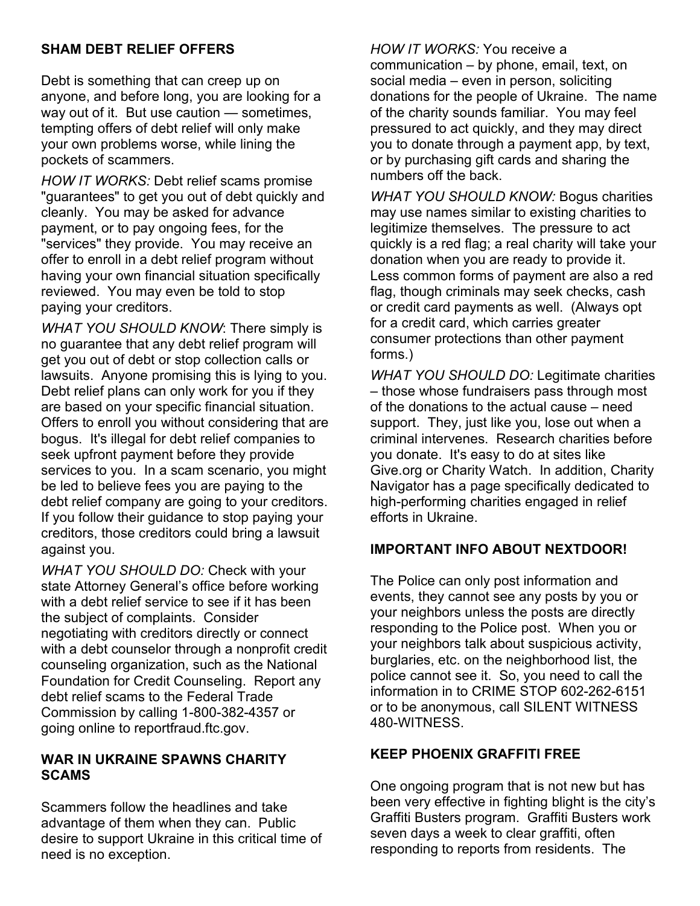## SHAM DEBT RELIEF OFFERS

Debt is something that can creep up on anyone, and before long, you are looking for a way out of it. But use caution — sometimes, tempting offers of debt relief will only make your own problems worse, while lining the pockets of scammers.

*HOW IT WORKS:* Debt relief scams promise "guarantees" to get you out of debt quickly and cleanly. You may be asked for advance payment, or to pay ongoing fees, for the "services" they provide. You may receive an offer to enroll in a debt relief program without having your own financial situation specifically reviewed. You may even be told to stop paying your creditors.

*WHAT YOU SHOULD KNOW*: There simply is no guarantee that any debt relief program will get you out of debt or stop collection calls or lawsuits. Anyone promising this is lying to you. Debt relief plans can only work for you if they are based on your specific financial situation. Offers to enroll you without considering that are bogus. It's illegal for debt relief companies to seek upfront payment before they provide services to you. In a scam scenario, you might be led to believe fees you are paying to the debt relief company are going to your creditors. If you follow their guidance to stop paying your creditors, those creditors could bring a lawsuit against you.

*WHAT YOU SHOULD DO:* Check with your state Attorney General's office before working with a debt relief service to see if it has been the subject of complaints. Consider negotiating with creditors directly or connect with a debt counselor through a nonprofit credit counseling organization, such as the National Foundation for Credit Counseling. Report any debt relief scams to the Federal Trade Commission by calling 1-800-382-4357 or going online to reportfraud.ftc.gov.

## WAR IN UKRAINE SPAWNS CHARITY SCAMS

Scammers follow the headlines and take advantage of them when they can. Public desire to support Ukraine in this critical time of need is no exception.

*HOW IT WORKS:* You receive a communication – by phone, email, text, on social media – even in person, soliciting donations for the people of Ukraine. The name of the charity sounds familiar. You may feel pressured to act quickly, and they may direct you to donate through a payment app, by text, or by purchasing gift cards and sharing the numbers off the back.

*WHAT YOU SHOULD KNOW:* Bogus charities may use names similar to existing charities to legitimize themselves. The pressure to act quickly is a red flag; a real charity will take your donation when you are ready to provide it. Less common forms of payment are also a red flag, though criminals may seek checks, cash or credit card payments as well. (Always opt for a credit card, which carries greater consumer protections than other payment forms.)

*WHAT YOU SHOULD DO:* Legitimate charities – those whose fundraisers pass through most of the donations to the actual cause – need support. They, just like you, lose out when a criminal intervenes. Research charities before you donate. It's easy to do at sites like Give.org or Charity Watch. In addition, Charity Navigator has a page specifically dedicated to high-performing charities engaged in relief efforts in Ukraine.

## IMPORTANT INFO ABOUT NEXTDOOR!

The Police can only post information and events, they cannot see any posts by you or your neighbors unless the posts are directly responding to the Police post. When you or your neighbors talk about suspicious activity, burglaries, etc. on the neighborhood list, the police cannot see it. So, you need to call the information in to CRIME STOP 602-262-6151 or to be anonymous, call SILENT WITNESS 480-WITNESS.

## KEEP PHOENIX GRAFFITI FREE

One ongoing program that is not new but has been very effective in fighting blight is the city's Graffiti Busters program. Graffiti Busters work seven days a week to clear graffiti, often responding to reports from residents. The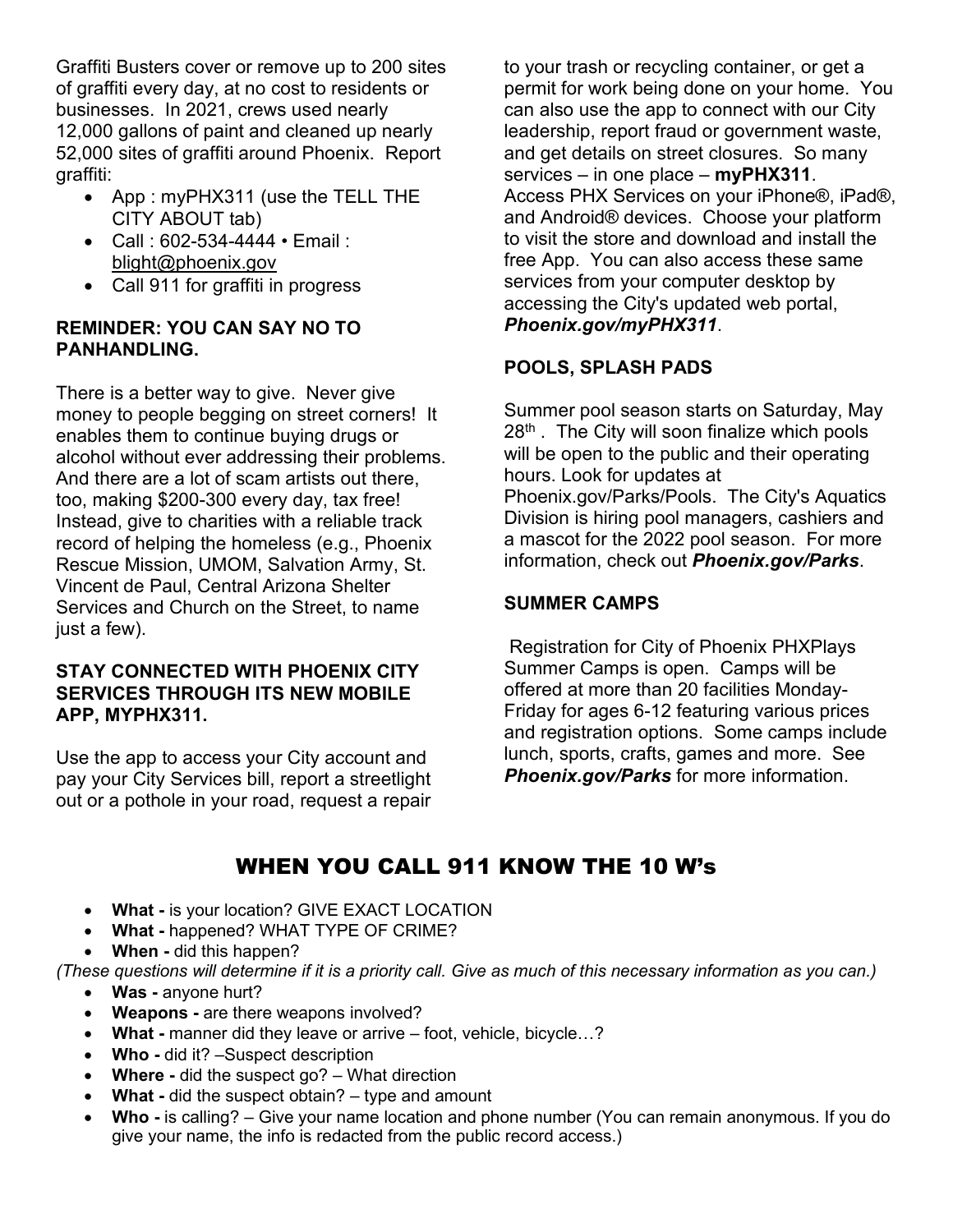Graffiti Busters cover or remove up to 200 sites of graffiti every day, at no cost to residents or businesses. In 2021, crews used nearly 12,000 gallons of paint and cleaned up nearly 52,000 sites of graffiti around Phoenix. Report graffiti:

- App : myPHX311 (use the TELL THE CITY ABOUT tab)
- Call : 602-534-4444 • Email : blight@phoenix.gov
- Call 911 for graffiti in progress

**REMINDER: YOU CAN SAY NO TO PANHANDLING.**

There is a better way to give. Never give money to people begging on street corners! It enables them to continue buying drugs or alcohol without ever addressing their problems. And there are a lot of scam artists out there, too, making $200-300 every day, tax free! Instead, give to charities with a reliable track record of helping the homeless (e.g., Phoenix Rescue Mission, UMOM, Salvation Army, St. Vincent de Paul, Central Arizona Shelter Services and Church on the Street, to name just a few).

**STAY CONNECTED WITH PHOENIX CITY SERVICES THROUGH ITS NEW MOBILE APP, MYPHX311.**

Use the app to access your City account and pay your City Services bill, report a streetlight out or a pothole in your road, request a repair to your trash or recycling container, or get a permit for work being done on your home. You can also use the app to connect with our City leadership, report fraud or government waste, and get details on street closures. So many services – in one place – **myPHX311**. Access PHX Services on your iPhone®, iPad®, and Android® devices. Choose your platform to visit the store and download and install the free App. You can also access these same services from your computer desktop by accessing the City's updated web portal, ***Phoenix.gov/myPHX311***.

**POOLS, SPLASH PADS**

Summer pool season starts on Saturday, May 28th . The City will soon finalize which pools will be open to the public and their operating hours. Look for updates at Phoenix.gov/Parks/Pools. The City's Aquatics Division is hiring pool managers, cashiers and a mascot for the 2022 pool season. For more information, check out ***Phoenix.gov/Parks***.

**SUMMER CAMPS**

Registration for City of Phoenix PHXPlays Summer Camps is open. Camps will be offered at more than 20 facilities Monday-Friday for ages 6-12 featuring various prices and registration options. Some camps include lunch, sports, crafts, games and more. See ***Phoenix.gov/Parks*** for more information.

## WHEN YOU CALL 911 KNOW THE 10 W's

- **What -** is your location? GIVE EXACT LOCATION
- **What -** happened? WHAT TYPE OF CRIME?
- **When -** did this happen?

*(These questions will determine if it is a priority call. Give as much of this necessary information as you can.)*

- **Was -** anyone hurt?
- **Weapons -** are there weapons involved?
- **What -** manner did they leave or arrive – foot, vehicle, bicycle…?
- **Who -** did it? –Suspect description
- **Where -** did the suspect go? – What direction
- **What -** did the suspect obtain? – type and amount
- **Who -** is calling? – Give your name location and phone number (You can remain anonymous. If you do give your name, the info is redacted from the public record access.)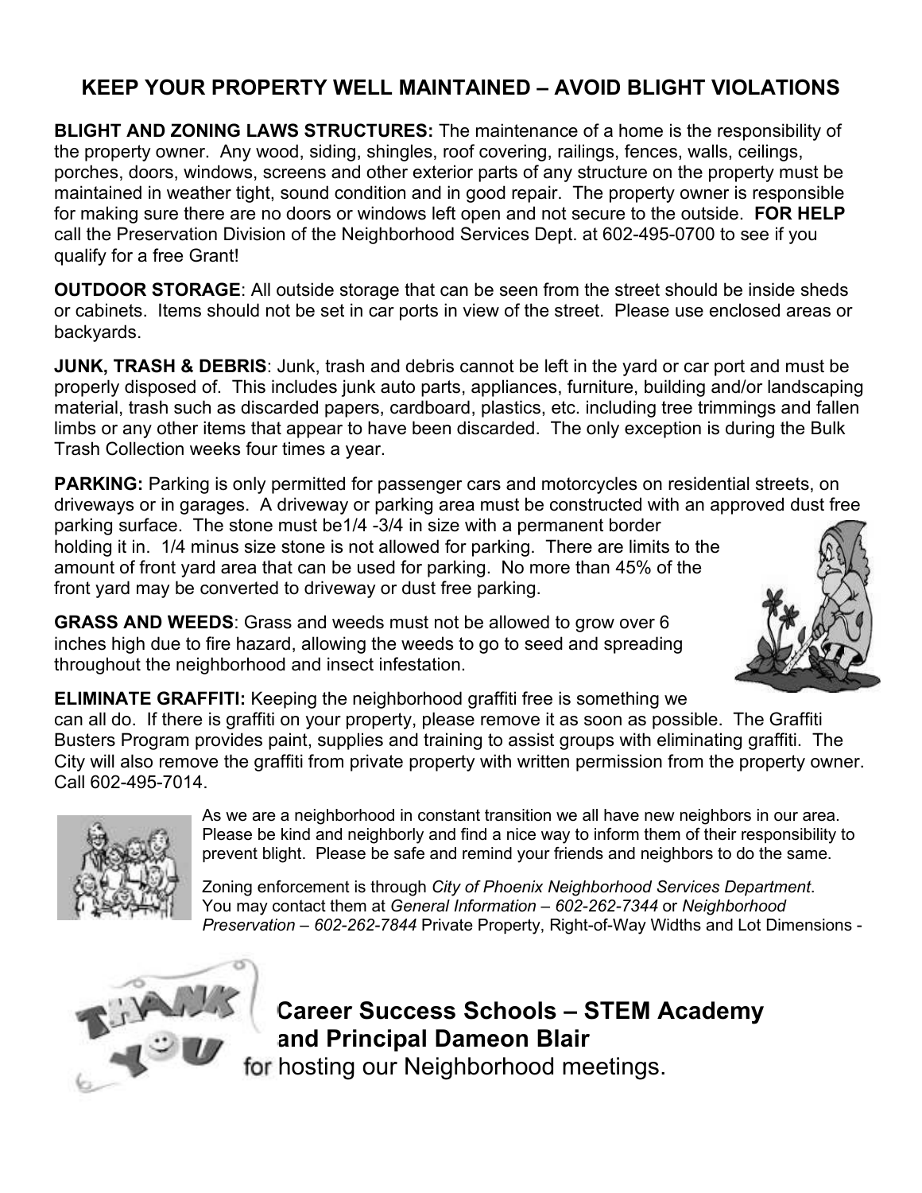## KEEP YOUR PROPERTY WELL MAINTAINED – AVOID BLIGHT VIOLATIONS

**BLIGHT AND ZONING LAWS STRUCTURES:** The maintenance of a home is the responsibility of the property owner. Any wood, siding, shingles, roof covering, railings, fences, walls, ceilings, porches, doors, windows, screens and other exterior parts of any structure on the property must be maintained in weather tight, sound condition and in good repair. The property owner is responsible for making sure there are no doors or windows left open and not secure to the outside. **FOR HELP** call the Preservation Division of the Neighborhood Services Dept. at 602-495-0700 to see if you qualify for a free Grant!

**OUTDOOR STORAGE**: All outside storage that can be seen from the street should be inside sheds or cabinets. Items should not be set in car ports in view of the street. Please use enclosed areas or backyards.

**JUNK, TRASH & DEBRIS**: Junk, trash and debris cannot be left in the yard or car port and must be properly disposed of. This includes junk auto parts, appliances, furniture, building and/or landscaping material, trash such as discarded papers, cardboard, plastics, etc. including tree trimmings and fallen limbs or any other items that appear to have been discarded. The only exception is during the Bulk Trash Collection weeks four times a year.

**PARKING:** Parking is only permitted for passenger cars and motorcycles on residential streets, on driveways or in garages. A driveway or parking area must be constructed with an approved dust free parking surface. The stone must be1/4 -3/4 in size with a permanent border holding it in. 1/4 minus size stone is not allowed for parking. There are limits to the amount of front yard area that can be used for parking. No more than 45% of the front yard may be converted to driveway or dust free parking.

**GRASS AND WEEDS**: Grass and weeds must not be allowed to grow over 6 inches high due to fire hazard, allowing the weeds to go to seed and spreading throughout the neighborhood and insect infestation.

**ELIMINATE GRAFFITI:** Keeping the neighborhood graffiti free is something we can all do. If there is graffiti on your property, please remove it as soon as possible. The Graffiti Busters Program provides paint, supplies and training to assist groups with eliminating graffiti. The City will also remove the graffiti from private property with written permission from the property owner. Call 602-495-7014.

As we are a neighborhood in constant transition we all have new neighbors in our area. Please be kind and neighborly and find a nice way to inform them of their responsibility to prevent blight. Please be safe and remind your friends and neighbors to do the same.

Zoning enforcement is through *City of Phoenix Neighborhood Services Department*. You may contact them at *General Information – 602-262-7344* or *Neighborhood Preservation – 602-262-7844* Private Property, Right-of-Way Widths and Lot Dimensions -

THANK YOU

**Career Success Schools – STEM Academy and Principal Dameon Blair**
for hosting our Neighborhood meetings.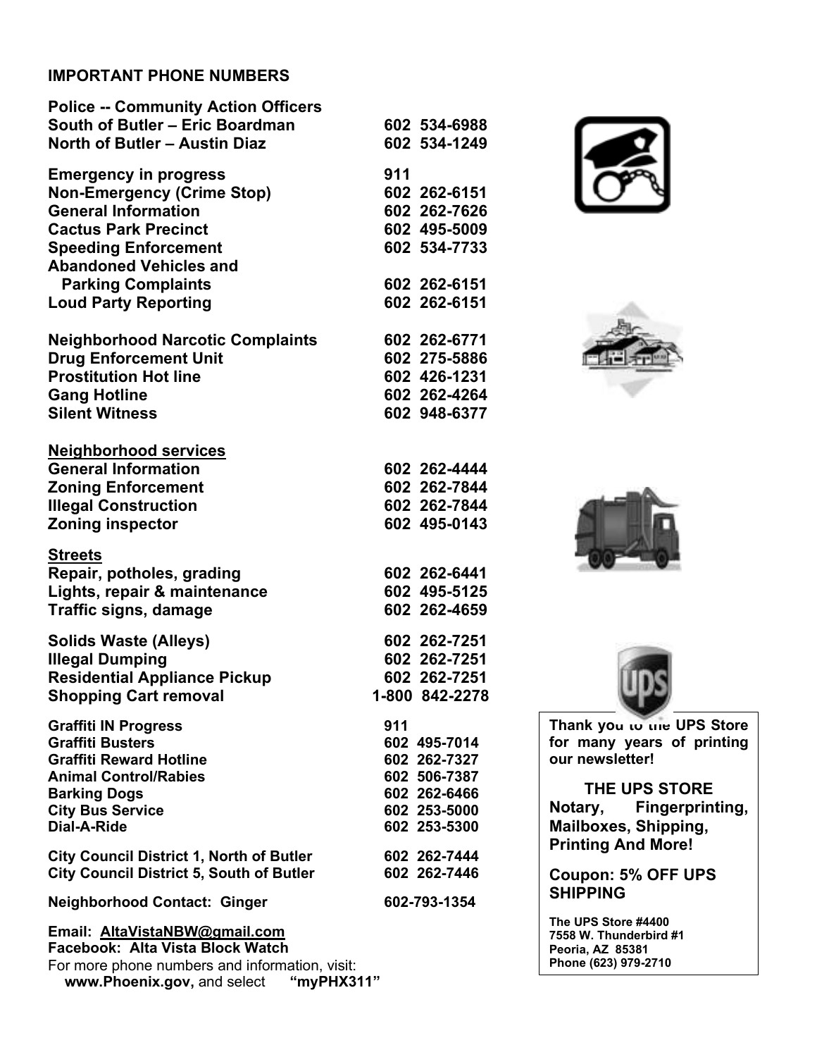## IMPORTANT PHONE NUMBERS

| | |
|---|---|
| **Police -- Community Action Officers** | |
| **South of Butler – Eric Boardman** | **602 534-6988** |
| **North of Butler – Austin Diaz** | **602 534-1249** |
| **Emergency in progress** | **911** |
| **Non-Emergency (Crime Stop)** | **602 262-6151** |
| **General Information** | **602 262-7626** |
| **Cactus Park Precinct** | **602 495-5009** |
| **Speeding Enforcement** | **602 534-7733** |
| **Abandoned Vehicles and Parking Complaints** | **602 262-6151** |
| **Loud Party Reporting** | **602 262-6151** |
| **Neighborhood Narcotic Complaints** | **602 262-6771** |
| **Drug Enforcement Unit** | **602 275-5886** |
| **Prostitution Hot line** | **602 426-1231** |
| **Gang Hotline** | **602 262-4264** |
| **Silent Witness** | **602 948-6377** |
| **Neighborhood services** | |
| **General Information** | **602 262-4444** |
| **Zoning Enforcement** | **602 262-7844** |
| **Illegal Construction** | **602 262-7844** |
| **Zoning inspector** | **602 495-0143** |
| **Streets** | |
| **Repair, potholes, grading** | **602 262-6441** |
| **Lights, repair & maintenance** | **602 495-5125** |
| **Traffic signs, damage** | **602 262-4659** |
| **Solids Waste (Alleys)** | **602 262-7251** |
| **Illegal Dumping** | **602 262-7251** |
| **Residential Appliance Pickup** | **602 262-7251** |
| **Shopping Cart removal** | **1-800 842-2278** |
| **Graffiti IN Progress** | **911** |
| **Graffiti Busters** | **602 495-7014** |
| **Graffiti Reward Hotline** | **602 262-7327** |
| **Animal Control/Rabies** | **602 506-7387** |
| **Barking Dogs** | **602 262-6466** |
| **City Bus Service** | **602 253-5000** |
| **Dial-A-Ride** | **602 253-5300** |
| **City Council District 1, North of Butler** | **602 262-7444** |
| **City Council District 5, South of Butler** | **602 262-7446** |
| **Neighborhood Contact: Ginger** | **602-793-1354** |

**Email: AltaVistaNBW@gmail.com**
**Facebook: Alta Vista Block Watch**
For more phone numbers and information, visit:
**www.Phoenix.gov,** and select **"myPHX311"**

**Thank you to the UPS Store for many years of printing our newsletter!**

**THE UPS STORE**
**Notary, Fingerprinting, Mailboxes, Shipping, Printing And More!**

**Coupon: 5% OFF UPS SHIPPING**

**The UPS Store #4400**
**7558 W. Thunderbird #1**
**Peoria, AZ 85381**
**Phone (623) 979-2710**